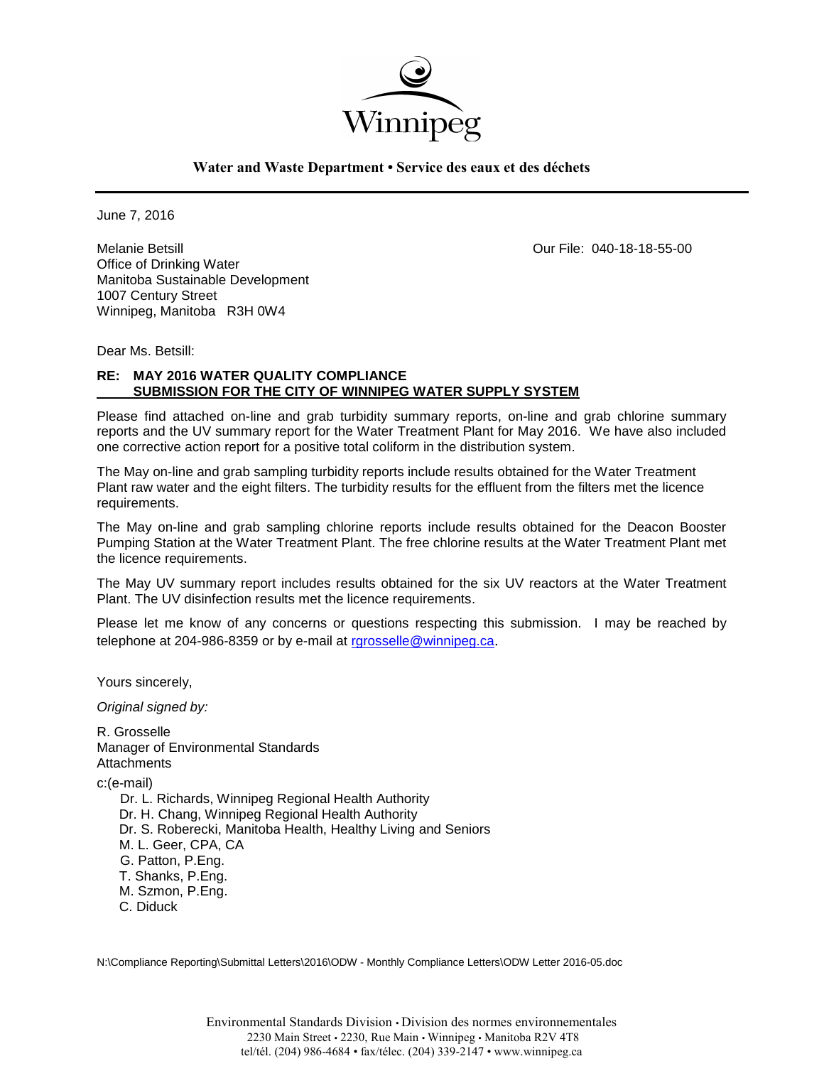Winnipeg

**Water and Waste Department • Service des eaux et des déchets**

June 7, 2016

Melanie Betsill
Office of Drinking Water
Manitoba Sustainable Development
1007 Century Street
Winnipeg, Manitoba R3H 0W4

Our File: 040-18-18-55-00

Dear Ms. Betsill:

**RE: MAY 2016 WATER QUALITY COMPLIANCE SUBMISSION FOR THE CITY OF WINNIPEG WATER SUPPLY SYSTEM**

Please find attached on-line and grab turbidity summary reports, on-line and grab chlorine summary reports and the UV summary report for the Water Treatment Plant for May 2016. We have also included one corrective action report for a positive total coliform in the distribution system.

The May on-line and grab sampling turbidity reports include results obtained for the Water Treatment Plant raw water and the eight filters. The turbidity results for the effluent from the filters met the licence requirements.

The May on-line and grab sampling chlorine reports include results obtained for the Deacon Booster Pumping Station at the Water Treatment Plant. The free chlorine results at the Water Treatment Plant met the licence requirements.

The May UV summary report includes results obtained for the six UV reactors at the Water Treatment Plant. The UV disinfection results met the licence requirements.

Please let me know of any concerns or questions respecting this submission. I may be reached by telephone at 204-986-8359 or by e-mail at rgrosselle@winnipeg.ca.

Yours sincerely,

*Original signed by:*

R. Grosselle
Manager of Environmental Standards
Attachments

c:(e-mail)
- Dr. L. Richards, Winnipeg Regional Health Authority
- Dr. H. Chang, Winnipeg Regional Health Authority
- Dr. S. Roberecki, Manitoba Health, Healthy Living and Seniors
- M. L. Geer, CPA, CA
- G. Patton, P.Eng.
- T. Shanks, P.Eng.
- M. Szmon, P.Eng.
- C. Diduck

N:\Compliance Reporting\Submittal Letters\2016\ODW - Monthly Compliance Letters\ODW Letter 2016-05.doc

Environmental Standards Division • Division des normes environnementales
2230 Main Street • 2230, Rue Main • Winnipeg • Manitoba R2V 4T8
tel/tél. (204) 986-4684 • fax/télec. (204) 339-2147 • www.winnipeg.ca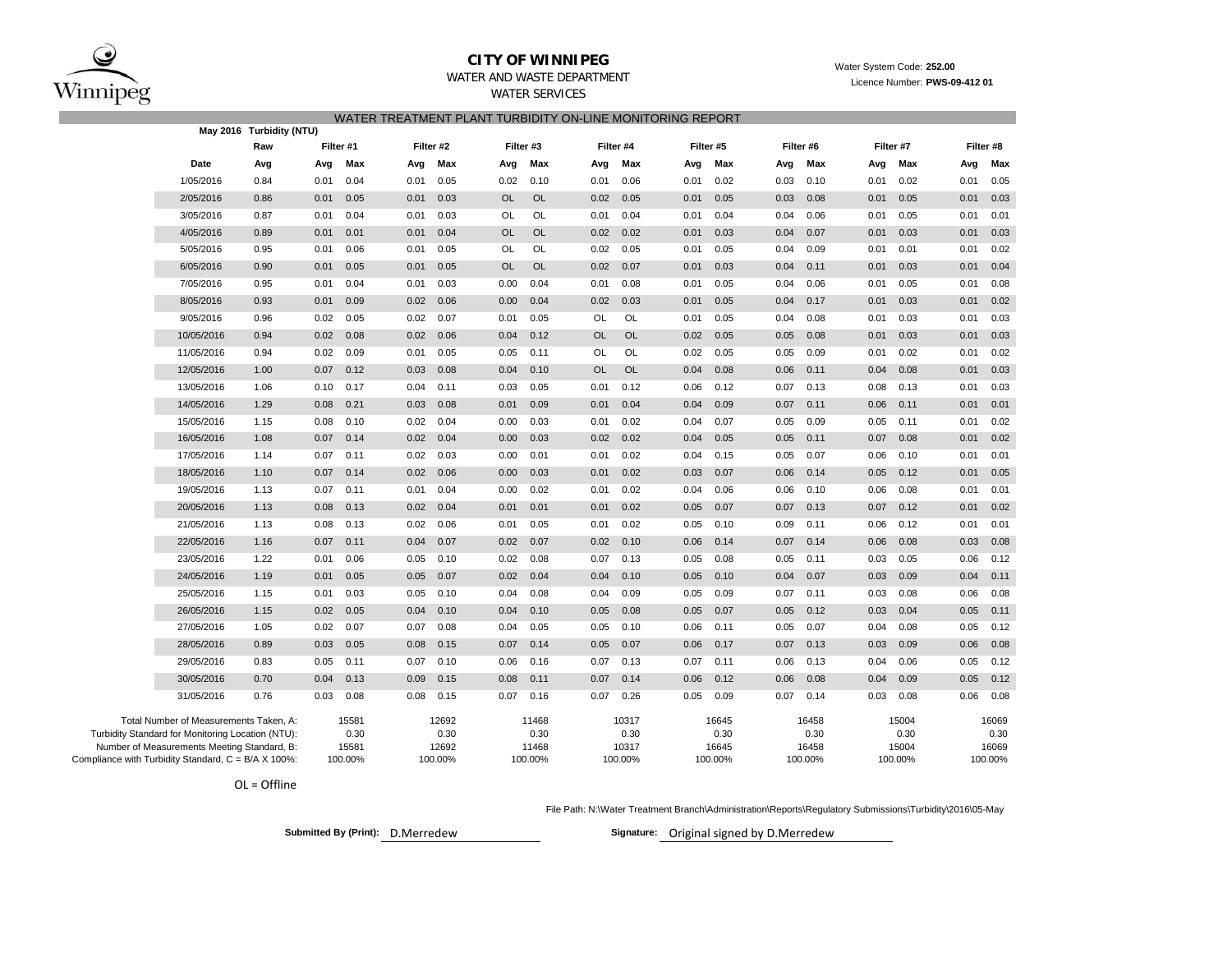# CITY OF WINNIPEG

WATER AND WASTE DEPARTMENT

WATER SERVICES

Water System Code: **252.00**

Licence Number: **PWS-09-412 01**

## WATER TREATMENT PLANT TURBIDITY ON-LINE MONITORING REPORT

**May 2016 Turbidity (NTU)**

| | Raw | Filter #1 | | Filter #2 | | Filter #3 | | Filter #4 | | Filter #5 | | Filter #6 | | Filter #7 | | Filter #8 | |
|---|---|---|---|---|---|---|---|---|---|---|---|---|---|---|---|---|---|
| Date | Avg | Avg | Max | Avg | Max | Avg | Max | Avg | Max | Avg | Max | Avg | Max | Avg | Max | Avg | Max |
| 1/05/2016 | 0.84 | 0.01 | 0.04 | 0.01 | 0.05 | 0.02 | 0.10 | 0.01 | 0.06 | 0.01 | 0.02 | 0.03 | 0.10 | 0.01 | 0.02 | 0.01 | 0.05 |
| 2/05/2016 | 0.86 | 0.01 | 0.05 | 0.01 | 0.03 | OL | OL | 0.02 | 0.05 | 0.01 | 0.05 | 0.03 | 0.08 | 0.01 | 0.05 | 0.01 | 0.03 |
| 3/05/2016 | 0.87 | 0.01 | 0.04 | 0.01 | 0.03 | OL | OL | 0.01 | 0.04 | 0.01 | 0.04 | 0.04 | 0.06 | 0.01 | 0.05 | 0.01 | 0.01 |
| 4/05/2016 | 0.89 | 0.01 | 0.01 | 0.01 | 0.04 | OL | OL | 0.02 | 0.02 | 0.01 | 0.03 | 0.04 | 0.07 | 0.01 | 0.03 | 0.01 | 0.03 |
| 5/05/2016 | 0.95 | 0.01 | 0.06 | 0.01 | 0.05 | OL | OL | 0.02 | 0.05 | 0.01 | 0.05 | 0.04 | 0.09 | 0.01 | 0.01 | 0.01 | 0.02 |
| 6/05/2016 | 0.90 | 0.01 | 0.05 | 0.01 | 0.05 | OL | OL | 0.02 | 0.07 | 0.01 | 0.03 | 0.04 | 0.11 | 0.01 | 0.03 | 0.01 | 0.04 |
| 7/05/2016 | 0.95 | 0.01 | 0.04 | 0.01 | 0.03 | 0.00 | 0.04 | 0.01 | 0.08 | 0.01 | 0.05 | 0.04 | 0.06 | 0.01 | 0.05 | 0.01 | 0.08 |
| 8/05/2016 | 0.93 | 0.01 | 0.09 | 0.02 | 0.06 | 0.00 | 0.04 | 0.02 | 0.03 | 0.01 | 0.05 | 0.04 | 0.17 | 0.01 | 0.03 | 0.01 | 0.02 |
| 9/05/2016 | 0.96 | 0.02 | 0.05 | 0.02 | 0.07 | 0.01 | 0.05 | OL | OL | 0.01 | 0.05 | 0.04 | 0.08 | 0.01 | 0.03 | 0.01 | 0.03 |
| 10/05/2016 | 0.94 | 0.02 | 0.08 | 0.02 | 0.06 | 0.04 | 0.12 | OL | OL | 0.02 | 0.05 | 0.05 | 0.08 | 0.01 | 0.03 | 0.01 | 0.03 |
| 11/05/2016 | 0.94 | 0.02 | 0.09 | 0.01 | 0.05 | 0.05 | 0.11 | OL | OL | 0.02 | 0.05 | 0.05 | 0.09 | 0.01 | 0.02 | 0.01 | 0.02 |
| 12/05/2016 | 1.00 | 0.07 | 0.12 | 0.03 | 0.08 | 0.04 | 0.10 | OL | OL | 0.04 | 0.08 | 0.06 | 0.11 | 0.04 | 0.08 | 0.01 | 0.03 |
| 13/05/2016 | 1.06 | 0.10 | 0.17 | 0.04 | 0.11 | 0.03 | 0.05 | 0.01 | 0.12 | 0.06 | 0.12 | 0.07 | 0.13 | 0.08 | 0.13 | 0.01 | 0.03 |
| 14/05/2016 | 1.29 | 0.08 | 0.21 | 0.03 | 0.08 | 0.01 | 0.09 | 0.01 | 0.04 | 0.04 | 0.09 | 0.07 | 0.11 | 0.06 | 0.11 | 0.01 | 0.01 |
| 15/05/2016 | 1.15 | 0.08 | 0.10 | 0.02 | 0.04 | 0.00 | 0.03 | 0.01 | 0.02 | 0.04 | 0.07 | 0.05 | 0.09 | 0.05 | 0.11 | 0.01 | 0.02 |
| 16/05/2016 | 1.08 | 0.07 | 0.14 | 0.02 | 0.04 | 0.00 | 0.03 | 0.02 | 0.02 | 0.04 | 0.05 | 0.05 | 0.11 | 0.07 | 0.08 | 0.01 | 0.02 |
| 17/05/2016 | 1.14 | 0.07 | 0.11 | 0.02 | 0.03 | 0.00 | 0.01 | 0.01 | 0.02 | 0.04 | 0.15 | 0.05 | 0.07 | 0.06 | 0.10 | 0.01 | 0.01 |
| 18/05/2016 | 1.10 | 0.07 | 0.14 | 0.02 | 0.06 | 0.00 | 0.03 | 0.01 | 0.02 | 0.03 | 0.07 | 0.06 | 0.14 | 0.05 | 0.12 | 0.01 | 0.05 |
| 19/05/2016 | 1.13 | 0.07 | 0.11 | 0.01 | 0.04 | 0.00 | 0.02 | 0.01 | 0.02 | 0.04 | 0.06 | 0.06 | 0.10 | 0.06 | 0.08 | 0.01 | 0.01 |
| 20/05/2016 | 1.13 | 0.08 | 0.13 | 0.02 | 0.04 | 0.01 | 0.01 | 0.01 | 0.02 | 0.05 | 0.07 | 0.07 | 0.13 | 0.07 | 0.12 | 0.01 | 0.02 |
| 21/05/2016 | 1.13 | 0.08 | 0.13 | 0.02 | 0.06 | 0.01 | 0.05 | 0.01 | 0.02 | 0.05 | 0.10 | 0.09 | 0.11 | 0.06 | 0.12 | 0.01 | 0.01 |
| 22/05/2016 | 1.16 | 0.07 | 0.11 | 0.04 | 0.07 | 0.02 | 0.07 | 0.02 | 0.10 | 0.06 | 0.14 | 0.07 | 0.14 | 0.06 | 0.08 | 0.03 | 0.08 |
| 23/05/2016 | 1.22 | 0.01 | 0.06 | 0.05 | 0.10 | 0.02 | 0.08 | 0.07 | 0.13 | 0.05 | 0.08 | 0.05 | 0.11 | 0.03 | 0.05 | 0.06 | 0.12 |
| 24/05/2016 | 1.19 | 0.01 | 0.05 | 0.05 | 0.07 | 0.02 | 0.04 | 0.04 | 0.10 | 0.05 | 0.10 | 0.04 | 0.07 | 0.03 | 0.09 | 0.04 | 0.11 |
| 25/05/2016 | 1.15 | 0.01 | 0.03 | 0.05 | 0.10 | 0.04 | 0.08 | 0.04 | 0.09 | 0.05 | 0.09 | 0.07 | 0.11 | 0.03 | 0.08 | 0.06 | 0.08 |
| 26/05/2016 | 1.15 | 0.02 | 0.05 | 0.04 | 0.10 | 0.04 | 0.10 | 0.05 | 0.08 | 0.05 | 0.07 | 0.05 | 0.12 | 0.03 | 0.04 | 0.05 | 0.11 |
| 27/05/2016 | 1.05 | 0.02 | 0.07 | 0.07 | 0.08 | 0.04 | 0.05 | 0.05 | 0.10 | 0.06 | 0.11 | 0.05 | 0.07 | 0.04 | 0.08 | 0.05 | 0.12 |
| 28/05/2016 | 0.89 | 0.03 | 0.05 | 0.08 | 0.15 | 0.07 | 0.14 | 0.05 | 0.07 | 0.06 | 0.17 | 0.07 | 0.13 | 0.03 | 0.09 | 0.06 | 0.08 |
| 29/05/2016 | 0.83 | 0.05 | 0.11 | 0.07 | 0.10 | 0.06 | 0.16 | 0.07 | 0.13 | 0.07 | 0.11 | 0.06 | 0.13 | 0.04 | 0.06 | 0.05 | 0.12 |
| 30/05/2016 | 0.70 | 0.04 | 0.13 | 0.09 | 0.15 | 0.08 | 0.11 | 0.07 | 0.14 | 0.06 | 0.12 | 0.06 | 0.08 | 0.04 | 0.09 | 0.05 | 0.12 |
| 31/05/2016 | 0.76 | 0.03 | 0.08 | 0.08 | 0.15 | 0.07 | 0.16 | 0.07 | 0.26 | 0.05 | 0.09 | 0.07 | 0.14 | 0.03 | 0.08 | 0.06 | 0.08 |
| Total Number of Measurements Taken, A: | | 15581 | | 12692 | | 11468 | | 10317 | | 16645 | | 16458 | | 15004 | | 16069 | |
| Turbidity Standard for Monitoring Location (NTU): | | 0.30 | | 0.30 | | 0.30 | | 0.30 | | 0.30 | | 0.30 | | 0.30 | | 0.30 | |
| Number of Measurements Meeting Standard, B: | | 15581 | | 12692 | | 11468 | | 10317 | | 16645 | | 16458 | | 15004 | | 16069 | |
| Compliance with Turbidity Standard, C = B/A X 100%: | | 100.00% | | 100.00% | | 100.00% | | 100.00% | | 100.00% | | 100.00% | | 100.00% | | 100.00% | |

OL = Offline

File Path: N:\Water Treatment Branch\Administration\Reports\Regulatory Submissions\Turbidity\2016\05-May

**Submitted By (Print):** D.Merredew

**Signature:** Original signed by D.Merredew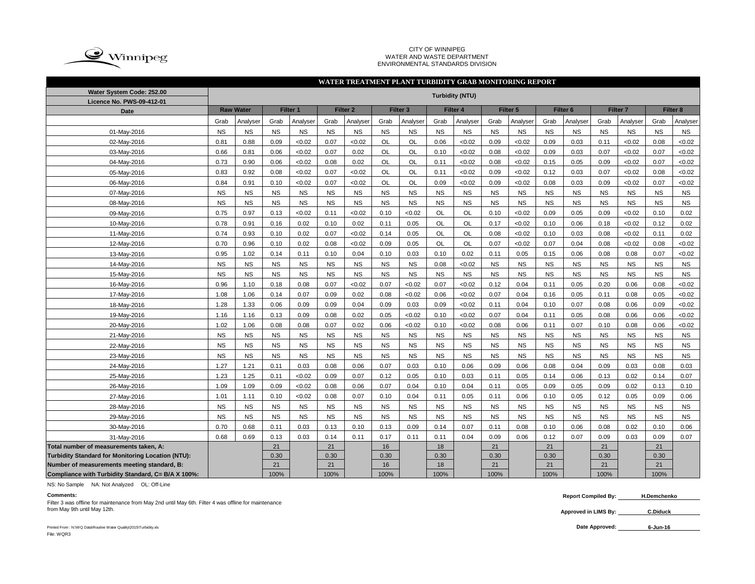CITY OF WINNIPEG
WATER AND WASTE DEPARTMENT
ENVIRONMENTAL STANDARDS DIVISION

## WATER TREATMENT PLANT TURBIDITY GRAB MONITORING REPORT

| Water System Code: 252.00 | Turbidity (NTU) | | | | | | | | | | | | | | | | | |
|---|---|---|---|---|---|---|---|---|---|---|---|---|---|---|---|---|---|---|
| Licence No. PWS-09-412-01 | | | | | | | | | | | | | | | | | | |
| Date | Raw Water | | Filter 1 | | Filter 2 | | Filter 3 | | Filter 4 | | Filter 5 | | Filter 6 | | Filter 7 | | Filter 8 | |
| | Grab | Analyser | Grab | Analyser | Grab | Analyser | Grab | Analyser | Grab | Analyser | Grab | Analyser | Grab | Analyser | Grab | Analyser | Grab | Analyser |
| 01-May-2016 | NS | NS | NS | NS | NS | NS | NS | NS | NS | NS | NS | NS | NS | NS | NS | NS | NS | NS |
| 02-May-2016 | 0.81 | 0.88 | 0.09 | <0.02 | 0.07 | <0.02 | OL | OL | 0.06 | <0.02 | 0.09 | <0.02 | 0.09 | 0.03 | 0.11 | <0.02 | 0.08 | <0.02 |
| 03-May-2016 | 0.66 | 0.81 | 0.06 | <0.02 | 0.07 | 0.02 | OL | OL | 0.10 | <0.02 | 0.08 | <0.02 | 0.09 | 0.03 | 0.07 | <0.02 | 0.07 | <0.02 |
| 04-May-2016 | 0.73 | 0.90 | 0.06 | <0.02 | 0.08 | 0.02 | OL | OL | 0.11 | <0.02 | 0.08 | <0.02 | 0.15 | 0.05 | 0.09 | <0.02 | 0.07 | <0.02 |
| 05-May-2016 | 0.83 | 0.92 | 0.08 | <0.02 | 0.07 | <0.02 | OL | OL | 0.11 | <0.02 | 0.09 | <0.02 | 0.12 | 0.03 | 0.07 | <0.02 | 0.08 | <0.02 |
| 06-May-2016 | 0.84 | 0.91 | 0.10 | <0.02 | 0.07 | <0.02 | OL | OL | 0.09 | <0.02 | 0.09 | <0.02 | 0.08 | 0.03 | 0.09 | <0.02 | 0.07 | <0.02 |
| 07-May-2016 | NS | NS | NS | NS | NS | NS | NS | NS | NS | NS | NS | NS | NS | NS | NS | NS | NS | NS |
| 08-May-2016 | NS | NS | NS | NS | NS | NS | NS | NS | NS | NS | NS | NS | NS | NS | NS | NS | NS | NS |
| 09-May-2016 | 0.75 | 0.97 | 0.13 | <0.02 | 0.11 | <0.02 | 0.10 | <0.02 | OL | OL | 0.10 | <0.02 | 0.09 | 0.05 | 0.09 | <0.02 | 0.10 | 0.02 |
| 10-May-2016 | 0.78 | 0.91 | 0.16 | 0.02 | 0.10 | 0.02 | 0.11 | 0.05 | OL | OL | 0.17 | <0.02 | 0.10 | 0.06 | 0.18 | <0.02 | 0.12 | 0.02 |
| 11-May-2016 | 0.74 | 0.93 | 0.10 | 0.02 | 0.07 | <0.02 | 0.14 | 0.05 | OL | OL | 0.08 | <0.02 | 0.10 | 0.03 | 0.08 | <0.02 | 0.11 | 0.02 |
| 12-May-2016 | 0.70 | 0.96 | 0.10 | 0.02 | 0.08 | <0.02 | 0.09 | 0.05 | OL | OL | 0.07 | <0.02 | 0.07 | 0.04 | 0.08 | <0.02 | 0.08 | <0.02 |
| 13-May-2016 | 0.95 | 1.02 | 0.14 | 0.11 | 0.10 | 0.04 | 0.10 | 0.03 | 0.10 | 0.02 | 0.11 | 0.05 | 0.15 | 0.06 | 0.08 | 0.08 | 0.07 | <0.02 |
| 14-May-2016 | NS | NS | NS | NS | NS | NS | NS | NS | 0.08 | <0.02 | NS | NS | NS | NS | NS | NS | NS | NS |
| 15-May-2016 | NS | NS | NS | NS | NS | NS | NS | NS | NS | NS | NS | NS | NS | NS | NS | NS | NS | NS |
| 16-May-2016 | 0.96 | 1.10 | 0.18 | 0.08 | 0.07 | <0.02 | 0.07 | <0.02 | 0.07 | <0.02 | 0.12 | 0.04 | 0.11 | 0.05 | 0.20 | 0.06 | 0.08 | <0.02 |
| 17-May-2016 | 1.08 | 1.06 | 0.14 | 0.07 | 0.09 | 0.02 | 0.08 | <0.02 | 0.06 | <0.02 | 0.07 | 0.04 | 0.16 | 0.05 | 0.11 | 0.08 | 0.05 | <0.02 |
| 18-May-2016 | 1.28 | 1.33 | 0.06 | 0.09 | 0.09 | 0.04 | 0.09 | 0.03 | 0.09 | <0.02 | 0.11 | 0.04 | 0.10 | 0.07 | 0.08 | 0.06 | 0.09 | <0.02 |
| 19-May-2016 | 1.16 | 1.16 | 0.13 | 0.09 | 0.08 | 0.02 | 0.05 | <0.02 | 0.10 | <0.02 | 0.07 | 0.04 | 0.11 | 0.05 | 0.08 | 0.06 | 0.06 | <0.02 |
| 20-May-2016 | 1.02 | 1.06 | 0.08 | 0.08 | 0.07 | 0.02 | 0.06 | <0.02 | 0.10 | <0.02 | 0.08 | 0.06 | 0.11 | 0.07 | 0.10 | 0.08 | 0.06 | <0.02 |
| 21-May-2016 | NS | NS | NS | NS | NS | NS | NS | NS | NS | NS | NS | NS | NS | NS | NS | NS | NS | NS |
| 22-May-2016 | NS | NS | NS | NS | NS | NS | NS | NS | NS | NS | NS | NS | NS | NS | NS | NS | NS | NS |
| 23-May-2016 | NS | NS | NS | NS | NS | NS | NS | NS | NS | NS | NS | NS | NS | NS | NS | NS | NS | NS |
| 24-May-2016 | 1.27 | 1.21 | 0.11 | 0.03 | 0.08 | 0.06 | 0.07 | 0.03 | 0.10 | 0.06 | 0.09 | 0.06 | 0.08 | 0.04 | 0.09 | 0.03 | 0.08 | 0.03 |
| 25-May-2016 | 1.23 | 1.25 | 0.11 | <0.02 | 0.09 | 0.07 | 0.12 | 0.05 | 0.10 | 0.03 | 0.11 | 0.05 | 0.14 | 0.06 | 0.13 | 0.02 | 0.14 | 0.07 |
| 26-May-2016 | 1.09 | 1.09 | 0.09 | <0.02 | 0.08 | 0.06 | 0.07 | 0.04 | 0.10 | 0.04 | 0.11 | 0.05 | 0.09 | 0.05 | 0.09 | 0.02 | 0.13 | 0.10 |
| 27-May-2016 | 1.01 | 1.11 | 0.10 | <0.02 | 0.08 | 0.07 | 0.10 | 0.04 | 0.11 | 0.05 | 0.11 | 0.06 | 0.10 | 0.05 | 0.12 | 0.05 | 0.09 | 0.06 |
| 28-May-2016 | NS | NS | NS | NS | NS | NS | NS | NS | NS | NS | NS | NS | NS | NS | NS | NS | NS | NS |
| 29-May-2016 | NS | NS | NS | NS | NS | NS | NS | NS | NS | NS | NS | NS | NS | NS | NS | NS | NS | NS |
| 30-May-2016 | 0.70 | 0.68 | 0.11 | 0.03 | 0.13 | 0.10 | 0.13 | 0.09 | 0.14 | 0.07 | 0.11 | 0.08 | 0.10 | 0.06 | 0.08 | 0.02 | 0.10 | 0.06 |
| 31-May-2016 | 0.68 | 0.69 | 0.13 | 0.03 | 0.14 | 0.11 | 0.17 | 0.11 | 0.11 | 0.04 | 0.09 | 0.06 | 0.12 | 0.07 | 0.09 | 0.03 | 0.09 | 0.07 |
| Total number of measurements taken, A: | | | 21 | | 21 | | 16 | | 18 | | 21 | | 21 | | 21 | | 21 | |
| Turbidity Standard for Monitoring Location (NTU): | | | 0.30 | | 0.30 | | 0.30 | | 0.30 | | 0.30 | | 0.30 | | 0.30 | | 0.30 | |
| Number of measurements meeting standard, B: | | | 21 | | 21 | | 16 | | 18 | | 21 | | 21 | | 21 | | 21 | |
| Compliance with Turbidity Standard, C= B/A X 100%: | | | 100% | | 100% | | 100% | | 100% | | 100% | | 100% | | 100% | | 100% | |

NS: No Sample NA: Not Analyzed OL: Off-Line

**Comments:**

Filter 3 was offline for maintenance from May 2nd until May 6th. Filter 4 was offline for maintenance from May 9th until May 12th.

**Report Compiled By:** H.Demchenko

**Approved in LIMS By:** C.Diduck

**Date Approved:** 6-Jun-16

Printed From : N:\WQ Data\Routine Water Quality\2015\Turbidity.xls
File: WQR3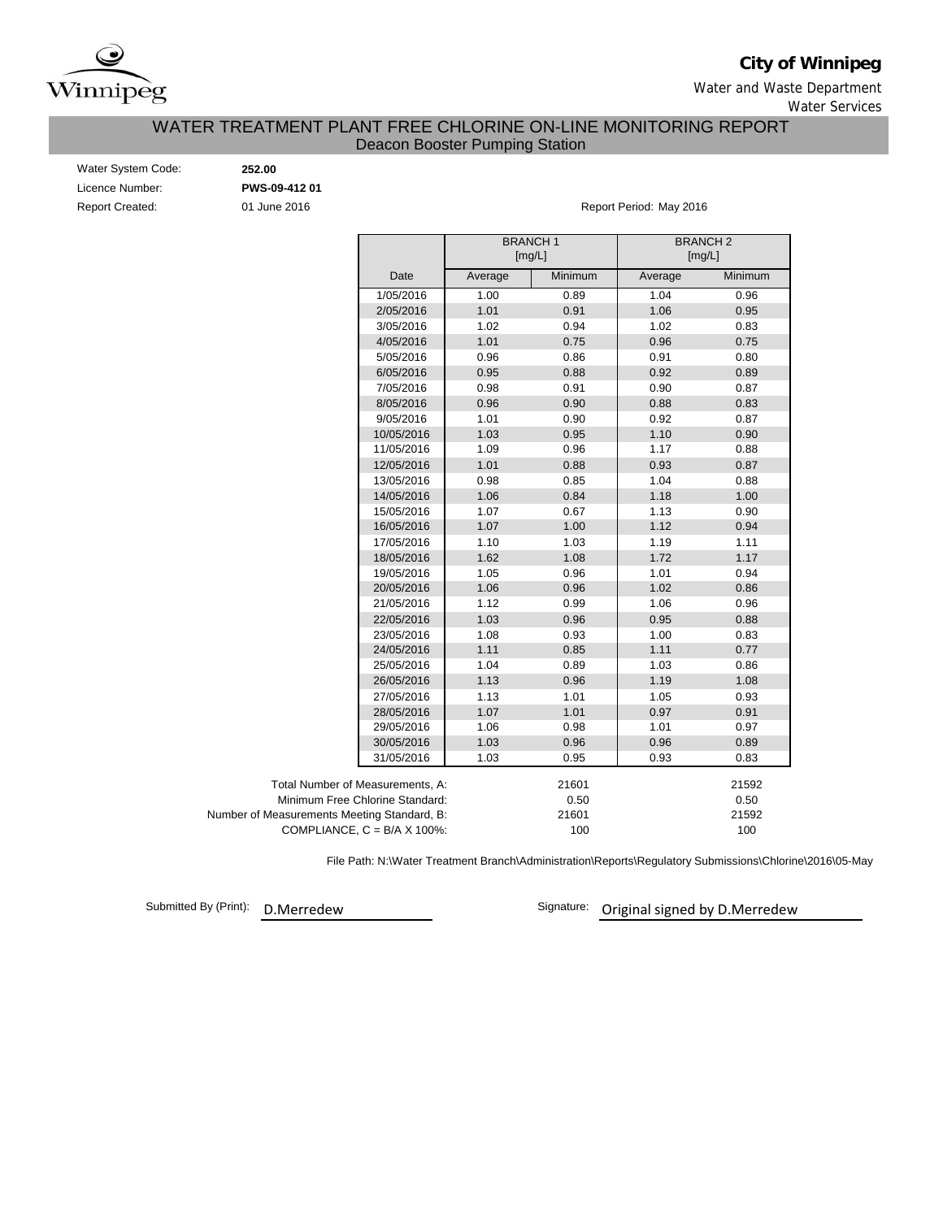**City of Winnipeg**

Water and Waste Department

Water Services

# WATER TREATMENT PLANT FREE CHLORINE ON-LINE MONITORING REPORT

## Deacon Booster Pumping Station

Water System Code: **252.00**

Licence Number: **PWS-09-412 01**

Report Created: 01 June 2016

Report Period: May 2016

| | BRANCH 1 [mg/L] | | BRANCH 2 [mg/L] | |
|---|---|---|---|---|
| Date | Average | Minimum | Average | Minimum |
| 1/05/2016 | 1.00 | 0.89 | 1.04 | 0.96 |
| 2/05/2016 | 1.01 | 0.91 | 1.06 | 0.95 |
| 3/05/2016 | 1.02 | 0.94 | 1.02 | 0.83 |
| 4/05/2016 | 1.01 | 0.75 | 0.96 | 0.75 |
| 5/05/2016 | 0.96 | 0.86 | 0.91 | 0.80 |
| 6/05/2016 | 0.95 | 0.88 | 0.92 | 0.89 |
| 7/05/2016 | 0.98 | 0.91 | 0.90 | 0.87 |
| 8/05/2016 | 0.96 | 0.90 | 0.88 | 0.83 |
| 9/05/2016 | 1.01 | 0.90 | 0.92 | 0.87 |
| 10/05/2016 | 1.03 | 0.95 | 1.10 | 0.90 |
| 11/05/2016 | 1.09 | 0.96 | 1.17 | 0.88 |
| 12/05/2016 | 1.01 | 0.88 | 0.93 | 0.87 |
| 13/05/2016 | 0.98 | 0.85 | 1.04 | 0.88 |
| 14/05/2016 | 1.06 | 0.84 | 1.18 | 1.00 |
| 15/05/2016 | 1.07 | 0.67 | 1.13 | 0.90 |
| 16/05/2016 | 1.07 | 1.00 | 1.12 | 0.94 |
| 17/05/2016 | 1.10 | 1.03 | 1.19 | 1.11 |
| 18/05/2016 | 1.62 | 1.08 | 1.72 | 1.17 |
| 19/05/2016 | 1.05 | 0.96 | 1.01 | 0.94 |
| 20/05/2016 | 1.06 | 0.96 | 1.02 | 0.86 |
| 21/05/2016 | 1.12 | 0.99 | 1.06 | 0.96 |
| 22/05/2016 | 1.03 | 0.96 | 0.95 | 0.88 |
| 23/05/2016 | 1.08 | 0.93 | 1.00 | 0.83 |
| 24/05/2016 | 1.11 | 0.85 | 1.11 | 0.77 |
| 25/05/2016 | 1.04 | 0.89 | 1.03 | 0.86 |
| 26/05/2016 | 1.13 | 0.96 | 1.19 | 1.08 |
| 27/05/2016 | 1.13 | 1.01 | 1.05 | 0.93 |
| 28/05/2016 | 1.07 | 1.01 | 0.97 | 0.91 |
| 29/05/2016 | 1.06 | 0.98 | 1.01 | 0.97 |
| 30/05/2016 | 1.03 | 0.96 | 0.96 | 0.89 |
| 31/05/2016 | 1.03 | 0.95 | 0.93 | 0.83 |

| | BRANCH 1 | BRANCH 2 |
|---|---|---|
| Total Number of Measurements, A: | 21601 | 21592 |
| Minimum Free Chlorine Standard: | 0.50 | 0.50 |
| Number of Measurements Meeting Standard, B: | 21601 | 21592 |
| COMPLIANCE, C = B/A X 100%: | 100 | 100 |

File Path: N:\Water Treatment Branch\Administration\Reports\Regulatory Submissions\Chlorine\2016\05-May

Submitted By (Print): D.Merredew

Signature: Original signed by D.Merredew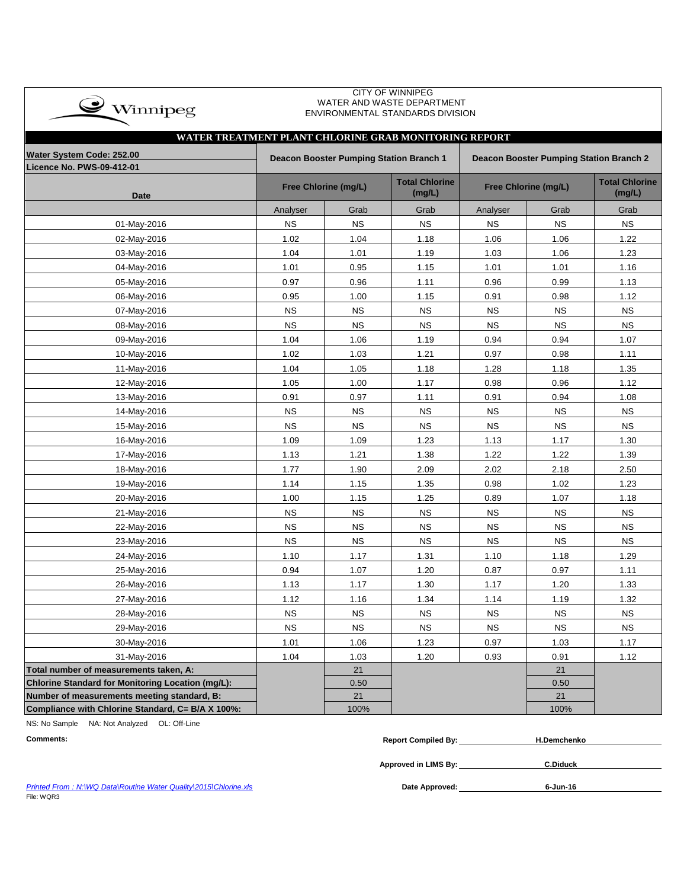CITY OF WINNIPEG
WATER AND WASTE DEPARTMENT
ENVIRONMENTAL STANDARDS DIVISION

## WATER TREATMENT PLANT CHLORINE GRAB MONITORING REPORT

| Water System Code: 252.00<br>Licence No. PWS-09-412-01 | Deacon Booster Pumping Station Branch 1 | | | Deacon Booster Pumping Station Branch 2 | | |
|---|---|---|---|---|---|---|
| Date | Free Chlorine (mg/L) | | Total Chlorine (mg/L) | Free Chlorine (mg/L) | | Total Chlorine (mg/L) |
| | Analyser | Grab | Grab | Analyser | Grab | Grab |
| 01-May-2016 | NS | NS | NS | NS | NS | NS |
| 02-May-2016 | 1.02 | 1.04 | 1.18 | 1.06 | 1.06 | 1.22 |
| 03-May-2016 | 1.04 | 1.01 | 1.19 | 1.03 | 1.06 | 1.23 |
| 04-May-2016 | 1.01 | 0.95 | 1.15 | 1.01 | 1.01 | 1.16 |
| 05-May-2016 | 0.97 | 0.96 | 1.11 | 0.96 | 0.99 | 1.13 |
| 06-May-2016 | 0.95 | 1.00 | 1.15 | 0.91 | 0.98 | 1.12 |
| 07-May-2016 | NS | NS | NS | NS | NS | NS |
| 08-May-2016 | NS | NS | NS | NS | NS | NS |
| 09-May-2016 | 1.04 | 1.06 | 1.19 | 0.94 | 0.94 | 1.07 |
| 10-May-2016 | 1.02 | 1.03 | 1.21 | 0.97 | 0.98 | 1.11 |
| 11-May-2016 | 1.04 | 1.05 | 1.18 | 1.28 | 1.18 | 1.35 |
| 12-May-2016 | 1.05 | 1.00 | 1.17 | 0.98 | 0.96 | 1.12 |
| 13-May-2016 | 0.91 | 0.97 | 1.11 | 0.91 | 0.94 | 1.08 |
| 14-May-2016 | NS | NS | NS | NS | NS | NS |
| 15-May-2016 | NS | NS | NS | NS | NS | NS |
| 16-May-2016 | 1.09 | 1.09 | 1.23 | 1.13 | 1.17 | 1.30 |
| 17-May-2016 | 1.13 | 1.21 | 1.38 | 1.22 | 1.22 | 1.39 |
| 18-May-2016 | 1.77 | 1.90 | 2.09 | 2.02 | 2.18 | 2.50 |
| 19-May-2016 | 1.14 | 1.15 | 1.35 | 0.98 | 1.02 | 1.23 |
| 20-May-2016 | 1.00 | 1.15 | 1.25 | 0.89 | 1.07 | 1.18 |
| 21-May-2016 | NS | NS | NS | NS | NS | NS |
| 22-May-2016 | NS | NS | NS | NS | NS | NS |
| 23-May-2016 | NS | NS | NS | NS | NS | NS |
| 24-May-2016 | 1.10 | 1.17 | 1.31 | 1.10 | 1.18 | 1.29 |
| 25-May-2016 | 0.94 | 1.07 | 1.20 | 0.87 | 0.97 | 1.11 |
| 26-May-2016 | 1.13 | 1.17 | 1.30 | 1.17 | 1.20 | 1.33 |
| 27-May-2016 | 1.12 | 1.16 | 1.34 | 1.14 | 1.19 | 1.32 |
| 28-May-2016 | NS | NS | NS | NS | NS | NS |
| 29-May-2016 | NS | NS | NS | NS | NS | NS |
| 30-May-2016 | 1.01 | 1.06 | 1.23 | 0.97 | 1.03 | 1.17 |
| 31-May-2016 | 1.04 | 1.03 | 1.20 | 0.93 | 0.91 | 1.12 |
| **Total number of measurements taken, A:** | | 21 | | | 21 | |
| **Chlorine Standard for Monitoring Location (mg/L):** | | 0.50 | | | 0.50 | |
| **Number of measurements meeting standard, B:** | | 21 | | | 21 | |
| **Compliance with Chlorine Standard, C= B/A X 100%:** | | 100% | | | 100% | |

NS: No Sample NA: Not Analyzed OL: Off-Line

**Comments:**

**Report Compiled By:** H.Demchenko

**Approved in LIMS By:** C.Diduck

**Date Approved:** 6-Jun-16

Printed From : N:\WQ Data\Routine Water Quality\2015\Chlorine.xls
File: WQR3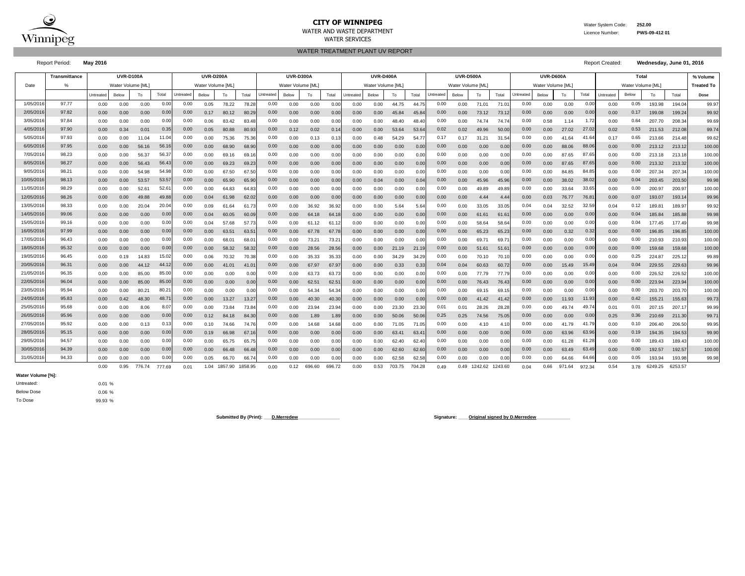**CITY OF WINNIPEG**
WATER AND WASTE DEPARTMENT
WATER SERVICES

Water System Code: **252.00**
Licence Number: **PWS-09-412 01**

WATER TREATMENT PLANT UV REPORT

Report Period: **May 2016**

Report Created: **Wednesday, June 01, 2016**

| Date | Transmittance | UVR-D100A | | | | UVR-D200A | | | | UVR-D300A | | | | UVR-D400A | | | | UVR-D500A | | | | UVR-D600A | | | | Total | | | | % Volume |
|---|---|---|---|---|---|---|---|---|---|---|---|---|---|---|---|---|---|---|---|---|---|---|---|---|---|---|---|---|---|---|
| | % | Water Volume [ML] | | | | Water Volume [ML] | | | | Water Volume [ML] | | | | Water Volume [ML] | | | | Water Volume [ML] | | | | Water Volume [ML] | | | | Water Volume [ML] | | | | Treated To |
| | | Untreated | Below | To | Total | Untreated | Below | To | Total | Untreated | Below | To | Total | Untreated | Below | To | Total | Untreated | Below | To | Total | Untreated | Below | To | Total | Untreated | Below | To | Total | Dose |
| 1/05/2016 | 97.77 | 0.00 | 0.00 | 0.00 | 0.00 | 0.00 | 0.05 | 78.22 | 78.28 | 0.00 | 0.00 | 0.00 | 0.00 | 0.00 | 0.00 | 44.75 | 44.75 | 0.00 | 0.00 | 71.01 | 71.01 | 0.00 | 0.00 | 0.00 | 0.00 | 0.00 | 0.05 | 193.98 | 194.04 | 99.97 |
| 2/05/2016 | 97.82 | 0.00 | 0.00 | 0.00 | 0.00 | 0.00 | 0.17 | 80.12 | 80.29 | 0.00 | 0.00 | 0.00 | 0.00 | 0.00 | 0.00 | 45.84 | 45.84 | 0.00 | 0.00 | 73.12 | 73.12 | 0.00 | 0.00 | 0.00 | 0.00 | 0.00 | 0.17 | 199.08 | 199.24 | 99.92 |
| 3/05/2016 | 97.84 | 0.00 | 0.00 | 0.00 | 0.00 | 0.00 | 0.06 | 83.42 | 83.48 | 0.00 | 0.00 | 0.00 | 0.00 | 0.00 | 0.00 | 48.40 | 48.40 | 0.00 | 0.00 | 74.74 | 74.74 | 0.00 | 0.58 | 1.14 | 1.72 | 0.00 | 0.64 | 207.70 | 208.34 | 99.69 |
| 4/05/2016 | 97.90 | 0.00 | 0.34 | 0.01 | 0.35 | 0.00 | 0.05 | 80.88 | 80.93 | 0.00 | 0.12 | 0.02 | 0.14 | 0.00 | 0.00 | 53.64 | 53.64 | 0.02 | 0.02 | 49.96 | 50.00 | 0.00 | 0.00 | 27.02 | 27.02 | 0.02 | 0.53 | 211.53 | 212.08 | 99.74 |
| 5/05/2016 | 97.93 | 0.00 | 0.00 | 11.04 | 11.04 | 0.00 | 0.00 | 75.36 | 75.36 | 0.00 | 0.00 | 0.13 | 0.13 | 0.00 | 0.48 | 54.29 | 54.77 | 0.17 | 0.17 | 31.21 | 31.54 | 0.00 | 0.00 | 41.64 | 41.64 | 0.17 | 0.65 | 213.66 | 214.48 | 99.62 |
| 6/05/2016 | 97.95 | 0.00 | 0.00 | 56.16 | 56.16 | 0.00 | 0.00 | 68.90 | 68.90 | 0.00 | 0.00 | 0.00 | 0.00 | 0.00 | 0.00 | 0.00 | 0.00 | 0.00 | 0.00 | 0.00 | 0.00 | 0.00 | 0.00 | 88.06 | 88.06 | 0.00 | 0.00 | 213.12 | 213.12 | 100.00 |
| 7/05/2016 | 98.23 | 0.00 | 0.00 | 56.37 | 56.37 | 0.00 | 0.00 | 69.16 | 69.16 | 0.00 | 0.00 | 0.00 | 0.00 | 0.00 | 0.00 | 0.00 | 0.00 | 0.00 | 0.00 | 0.00 | 0.00 | 0.00 | 0.00 | 87.65 | 87.65 | 0.00 | 0.00 | 213.18 | 213.18 | 100.00 |
| 8/05/2016 | 98.27 | 0.00 | 0.00 | 56.43 | 56.43 | 0.00 | 0.00 | 69.23 | 69.23 | 0.00 | 0.00 | 0.00 | 0.00 | 0.00 | 0.00 | 0.00 | 0.00 | 0.00 | 0.00 | 0.00 | 0.00 | 0.00 | 0.00 | 87.65 | 87.65 | 0.00 | 0.00 | 213.32 | 213.32 | 100.00 |
| 9/05/2016 | 98.21 | 0.00 | 0.00 | 54.98 | 54.98 | 0.00 | 0.00 | 67.50 | 67.50 | 0.00 | 0.00 | 0.00 | 0.00 | 0.00 | 0.00 | 0.00 | 0.00 | 0.00 | 0.00 | 0.00 | 0.00 | 0.00 | 0.00 | 84.85 | 84.85 | 0.00 | 0.00 | 207.34 | 207.34 | 100.00 |
| 10/05/2016 | 98.13 | 0.00 | 0.00 | 53.57 | 53.57 | 0.00 | 0.00 | 65.90 | 65.90 | 0.00 | 0.00 | 0.00 | 0.00 | 0.00 | 0.04 | 0.00 | 0.04 | 0.00 | 0.00 | 45.96 | 45.96 | 0.00 | 0.00 | 38.02 | 38.02 | 0.00 | 0.04 | 203.45 | 203.50 | 99.98 |
| 11/05/2016 | 98.29 | 0.00 | 0.00 | 52.61 | 52.61 | 0.00 | 0.00 | 64.83 | 64.83 | 0.00 | 0.00 | 0.00 | 0.00 | 0.00 | 0.00 | 0.00 | 0.00 | 0.00 | 0.00 | 49.89 | 49.89 | 0.00 | 0.00 | 33.64 | 33.65 | 0.00 | 0.00 | 200.97 | 200.97 | 100.00 |
| 12/05/2016 | 98.26 | 0.00 | 0.00 | 49.88 | 49.88 | 0.00 | 0.04 | 61.98 | 62.02 | 0.00 | 0.00 | 0.00 | 0.00 | 0.00 | 0.00 | 0.00 | 0.00 | 0.00 | 0.00 | 4.44 | 4.44 | 0.00 | 0.03 | 76.77 | 76.81 | 0.00 | 0.07 | 193.07 | 193.14 | 99.96 |
| 13/05/2016 | 98.33 | 0.00 | 0.00 | 20.04 | 20.04 | 0.00 | 0.09 | 61.64 | 61.73 | 0.00 | 0.00 | 36.92 | 36.92 | 0.00 | 0.00 | 5.64 | 5.64 | 0.00 | 0.00 | 33.05 | 33.05 | 0.04 | 0.04 | 32.52 | 32.59 | 0.04 | 0.12 | 189.81 | 189.97 | 99.92 |
| 14/05/2016 | 99.06 | 0.00 | 0.00 | 0.00 | 0.00 | 0.00 | 0.04 | 60.05 | 60.09 | 0.00 | 0.00 | 64.18 | 64.18 | 0.00 | 0.00 | 0.00 | 0.00 | 0.00 | 0.00 | 61.61 | 61.61 | 0.00 | 0.00 | 0.00 | 0.00 | 0.00 | 0.04 | 185.84 | 185.88 | 99.98 |
| 15/05/2016 | 99.16 | 0.00 | 0.00 | 0.00 | 0.00 | 0.00 | 0.04 | 57.68 | 57.73 | 0.00 | 0.00 | 61.12 | 61.12 | 0.00 | 0.00 | 0.00 | 0.00 | 0.00 | 0.00 | 58.64 | 58.64 | 0.00 | 0.00 | 0.00 | 0.00 | 0.00 | 0.04 | 177.45 | 177.49 | 99.98 |
| 16/05/2016 | 97.99 | 0.00 | 0.00 | 0.00 | 0.00 | 0.00 | 0.00 | 63.51 | 63.51 | 0.00 | 0.00 | 67.78 | 67.78 | 0.00 | 0.00 | 0.00 | 0.00 | 0.00 | 0.00 | 65.23 | 65.23 | 0.00 | 0.00 | 0.32 | 0.32 | 0.00 | 0.00 | 196.85 | 196.85 | 100.00 |
| 17/05/2016 | 96.43 | 0.00 | 0.00 | 0.00 | 0.00 | 0.00 | 0.00 | 68.01 | 68.01 | 0.00 | 0.00 | 73.21 | 73.21 | 0.00 | 0.00 | 0.00 | 0.00 | 0.00 | 0.00 | 69.71 | 69.71 | 0.00 | 0.00 | 0.00 | 0.00 | 0.00 | 0.00 | 210.93 | 210.93 | 100.00 |
| 18/05/2016 | 95.32 | 0.00 | 0.00 | 0.00 | 0.00 | 0.00 | 0.00 | 58.32 | 58.32 | 0.00 | 0.00 | 28.56 | 28.56 | 0.00 | 0.00 | 21.19 | 21.19 | 0.00 | 0.00 | 51.61 | 51.61 | 0.00 | 0.00 | 0.00 | 0.00 | 0.00 | 0.00 | 159.68 | 159.68 | 100.00 |
| 19/05/2016 | 96.45 | 0.00 | 0.19 | 14.83 | 15.02 | 0.00 | 0.06 | 70.32 | 70.38 | 0.00 | 0.00 | 35.33 | 35.33 | 0.00 | 0.00 | 34.29 | 34.29 | 0.00 | 0.00 | 70.10 | 70.10 | 0.00 | 0.00 | 0.00 | 0.00 | 0.00 | 0.25 | 224.87 | 225.12 | 99.89 |
| 20/05/2016 | 96.31 | 0.00 | 0.00 | 44.12 | 44.12 | 0.00 | 0.00 | 41.01 | 41.01 | 0.00 | 0.00 | 67.97 | 67.97 | 0.00 | 0.00 | 0.33 | 0.33 | 0.04 | 0.04 | 60.63 | 60.72 | 0.00 | 0.00 | 15.49 | 15.49 | 0.04 | 0.04 | 229.55 | 229.63 | 99.96 |
| 21/05/2016 | 96.35 | 0.00 | 0.00 | 85.00 | 85.00 | 0.00 | 0.00 | 0.00 | 0.00 | 0.00 | 0.00 | 63.73 | 63.73 | 0.00 | 0.00 | 0.00 | 0.00 | 0.00 | 0.00 | 77.79 | 77.79 | 0.00 | 0.00 | 0.00 | 0.00 | 0.00 | 0.00 | 226.52 | 226.52 | 100.00 |
| 22/05/2016 | 96.04 | 0.00 | 0.00 | 85.00 | 85.00 | 0.00 | 0.00 | 0.00 | 0.00 | 0.00 | 0.00 | 62.51 | 62.51 | 0.00 | 0.00 | 0.00 | 0.00 | 0.00 | 0.00 | 76.43 | 76.43 | 0.00 | 0.00 | 0.00 | 0.00 | 0.00 | 0.00 | 223.94 | 223.94 | 100.00 |
| 23/05/2016 | 95.94 | 0.00 | 0.00 | 80.21 | 80.21 | 0.00 | 0.00 | 0.00 | 0.00 | 0.00 | 0.00 | 54.34 | 54.34 | 0.00 | 0.00 | 0.00 | 0.00 | 0.00 | 0.00 | 69.15 | 69.15 | 0.00 | 0.00 | 0.00 | 0.00 | 0.00 | 0.00 | 203.70 | 203.70 | 100.00 |
| 24/05/2016 | 95.83 | 0.00 | 0.42 | 48.30 | 48.71 | 0.00 | 0.00 | 13.27 | 13.27 | 0.00 | 0.00 | 40.30 | 40.30 | 0.00 | 0.00 | 0.00 | 0.00 | 0.00 | 0.00 | 41.42 | 41.42 | 0.00 | 0.00 | 11.93 | 11.93 | 0.00 | 0.42 | 155.21 | 155.63 | 99.73 |
| 25/05/2016 | 95.68 | 0.00 | 0.00 | 8.06 | 8.07 | 0.00 | 0.00 | 73.84 | 73.84 | 0.00 | 0.00 | 23.94 | 23.94 | 0.00 | 0.00 | 23.30 | 23.30 | 0.01 | 0.01 | 28.26 | 28.28 | 0.00 | 0.00 | 49.74 | 49.74 | 0.01 | 0.01 | 207.15 | 207.17 | 99.99 |
| 26/05/2016 | 95.96 | 0.00 | 0.00 | 0.00 | 0.00 | 0.00 | 0.12 | 84.18 | 84.30 | 0.00 | 0.00 | 1.89 | 1.89 | 0.00 | 0.00 | 50.06 | 50.06 | 0.25 | 0.25 | 74.56 | 75.05 | 0.00 | 0.00 | 0.00 | 0.00 | 0.25 | 0.36 | 210.69 | 211.30 | 99.71 |
| 27/05/2016 | 95.92 | 0.00 | 0.00 | 0.13 | 0.13 | 0.00 | 0.10 | 74.66 | 74.76 | 0.00 | 0.00 | 14.68 | 14.68 | 0.00 | 0.00 | 71.05 | 71.05 | 0.00 | 0.00 | 4.10 | 4.10 | 0.00 | 0.00 | 41.79 | 41.79 | 0.00 | 0.10 | 206.40 | 206.50 | 99.95 |
| 28/05/2016 | 95.15 | 0.00 | 0.00 | 0.00 | 0.00 | 0.00 | 0.19 | 66.98 | 67.16 | 0.00 | 0.00 | 0.00 | 0.00 | 0.00 | 0.00 | 63.41 | 63.41 | 0.00 | 0.00 | 0.00 | 0.00 | 0.00 | 0.00 | 63.96 | 63.96 | 0.00 | 0.19 | 194.35 | 194.53 | 99.90 |
| 29/05/2016 | 94.57 | 0.00 | 0.00 | 0.00 | 0.00 | 0.00 | 0.00 | 65.75 | 65.75 | 0.00 | 0.00 | 0.00 | 0.00 | 0.00 | 0.00 | 62.40 | 62.40 | 0.00 | 0.00 | 0.00 | 0.00 | 0.00 | 0.00 | 61.28 | 61.28 | 0.00 | 0.00 | 189.43 | 189.43 | 100.00 |
| 30/05/2016 | 94.39 | 0.00 | 0.00 | 0.00 | 0.00 | 0.00 | 0.00 | 66.48 | 66.48 | 0.00 | 0.00 | 0.00 | 0.00 | 0.00 | 0.00 | 62.60 | 62.60 | 0.00 | 0.00 | 0.00 | 0.00 | 0.00 | 0.00 | 63.49 | 63.49 | 0.00 | 0.00 | 192.57 | 192.57 | 100.00 |
| 31/05/2016 | 94.33 | 0.00 | 0.00 | 0.00 | 0.00 | 0.00 | 0.05 | 66.70 | 66.74 | 0.00 | 0.00 | 0.00 | 0.00 | 0.00 | 0.00 | 62.58 | 62.58 | 0.00 | 0.00 | 0.00 | 0.00 | 0.00 | 0.00 | 64.66 | 64.66 | 0.00 | 0.05 | 193.94 | 193.98 | 99.98 |
| | | 0.00 | 0.95 | 776.74 | 777.69 | 0.01 | 1.04 | 1857.90 | 1858.95 | 0.00 | 0.12 | 696.60 | 696.72 | 0.00 | 0.53 | 703.75 | 704.28 | 0.49 | 0.49 | 1242.62 | 1243.60 | 0.04 | 0.66 | 971.64 | 972.34 | 0.54 | 3.78 | 6249.25 | 6253.57 | |

**Water Volume [%]:**

| | |
|---|---|
| Untreated: | 0.01 % |
| Below Dose | 0.06 % |
| To Dose | 99.93 % |

**Submitted By (Print):** D.Merredew

**Signature:** Original signed by D.Merredew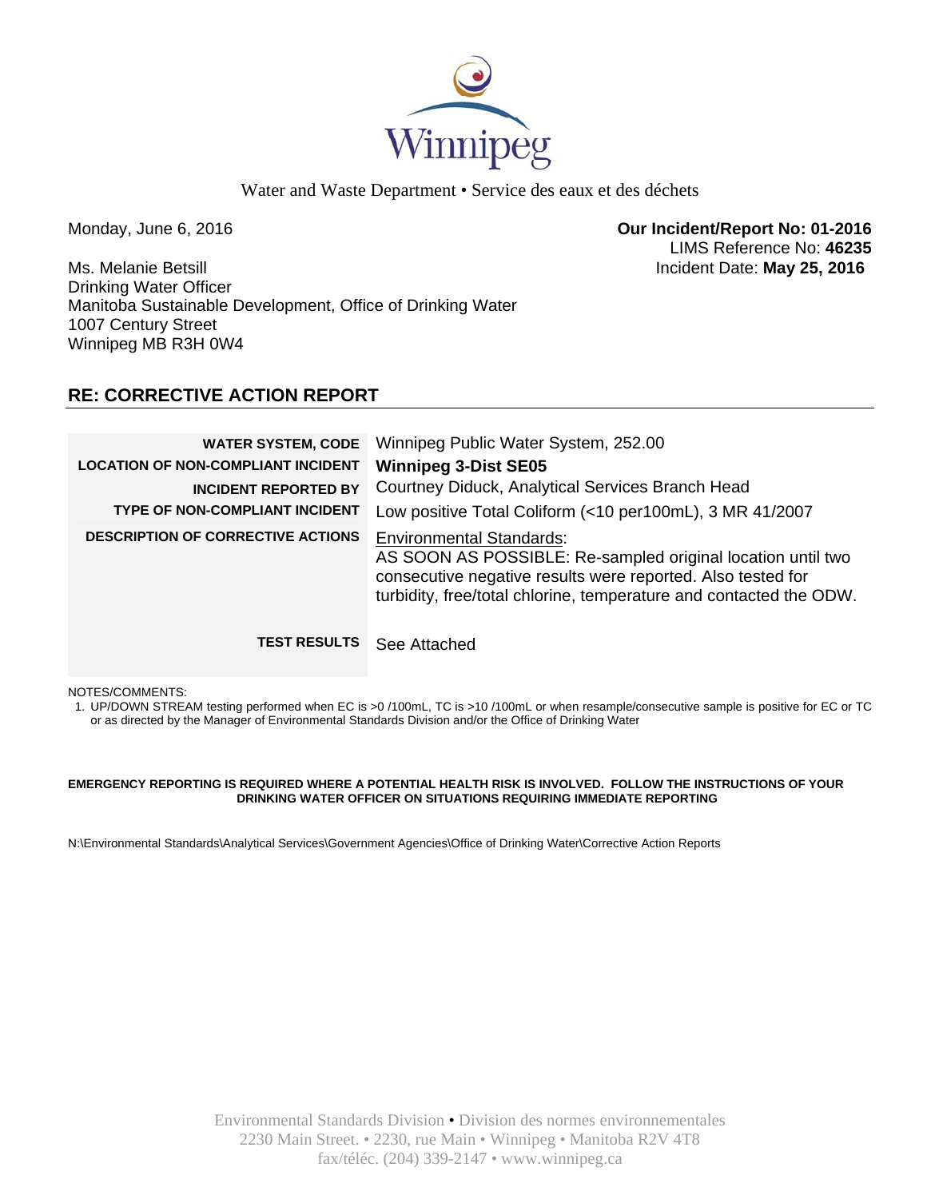Winnipeg

Water and Waste Department • Service des eaux et des déchets

Monday, June 6, 2016

**Our Incident/Report No: 01-2016**
LIMS Reference No: **46235**
Incident Date: **May 25, 2016**

Ms. Melanie Betsill
Drinking Water Officer
Manitoba Sustainable Development, Office of Drinking Water
1007 Century Street
Winnipeg MB R3H 0W4

## RE: CORRECTIVE ACTION REPORT

| | |
|---|---|
| **WATER SYSTEM, CODE** | Winnipeg Public Water System, 252.00 |
| **LOCATION OF NON-COMPLIANT INCIDENT** | **Winnipeg 3-Dist SE05** |
| **INCIDENT REPORTED BY** | Courtney Diduck, Analytical Services Branch Head |
| **TYPE OF NON-COMPLIANT INCIDENT** | Low positive Total Coliform (<10 per100mL), 3 MR 41/2007 |
| **DESCRIPTION OF CORRECTIVE ACTIONS** | Environmental Standards: AS SOON AS POSSIBLE: Re-sampled original location until two consecutive negative results were reported. Also tested for turbidity, free/total chlorine, temperature and contacted the ODW. |
| **TEST RESULTS** | See Attached |

NOTES/COMMENTS:

1. UP/DOWN STREAM testing performed when EC is >0 /100mL, TC is >10 /100mL or when resample/consecutive sample is positive for EC or TC or as directed by the Manager of Environmental Standards Division and/or the Office of Drinking Water

**EMERGENCY REPORTING IS REQUIRED WHERE A POTENTIAL HEALTH RISK IS INVOLVED. FOLLOW THE INSTRUCTIONS OF YOUR DRINKING WATER OFFICER ON SITUATIONS REQUIRING IMMEDIATE REPORTING**

N:\Environmental Standards\Analytical Services\Government Agencies\Office of Drinking Water\Corrective Action Reports

Environmental Standards Division • Division des normes environnementales
2230 Main Street. • 2230, rue Main • Winnipeg • Manitoba R2V 4T8
fax/téléc. (204) 339-2147 • www.winnipeg.ca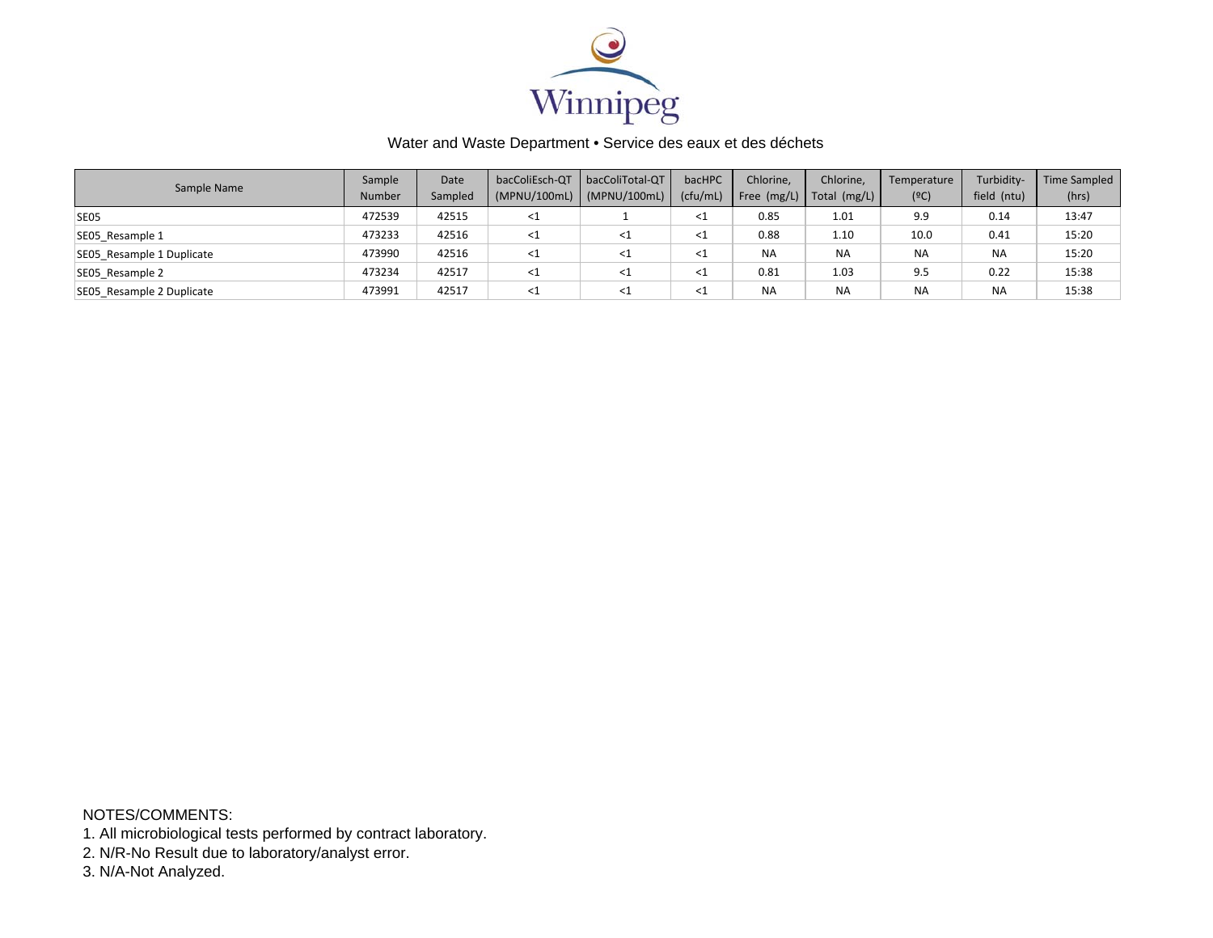Winnipeg

Water and Waste Department • Service des eaux et des déchets

| Sample Name | Sample Number | Date Sampled | bacColiEsch-QT (MPNU/100mL) | bacColiTotal-QT (MPNU/100mL) | bacHPC (cfu/mL) | Chlorine, Free (mg/L) | Chlorine, Total (mg/L) | Temperature (ºC) | Turbidity-field (ntu) | Time Sampled (hrs) |
|---|---|---|---|---|---|---|---|---|---|---|
| SE05 | 472539 | 42515 | <1 | 1 | <1 | 0.85 | 1.01 | 9.9 | 0.14 | 13:47 |
| SE05_Resample 1 | 473233 | 42516 | <1 | <1 | <1 | 0.88 | 1.10 | 10.0 | 0.41 | 15:20 |
| SE05_Resample 1 Duplicate | 473990 | 42516 | <1 | <1 | <1 | NA | NA | NA | NA | 15:20 |
| SE05_Resample 2 | 473234 | 42517 | <1 | <1 | <1 | 0.81 | 1.03 | 9.5 | 0.22 | 15:38 |
| SE05_Resample 2 Duplicate | 473991 | 42517 | <1 | <1 | <1 | NA | NA | NA | NA | 15:38 |

NOTES/COMMENTS:

1. All microbiological tests performed by contract laboratory.
2. N/R-No Result due to laboratory/analyst error.
3. N/A-Not Analyzed.